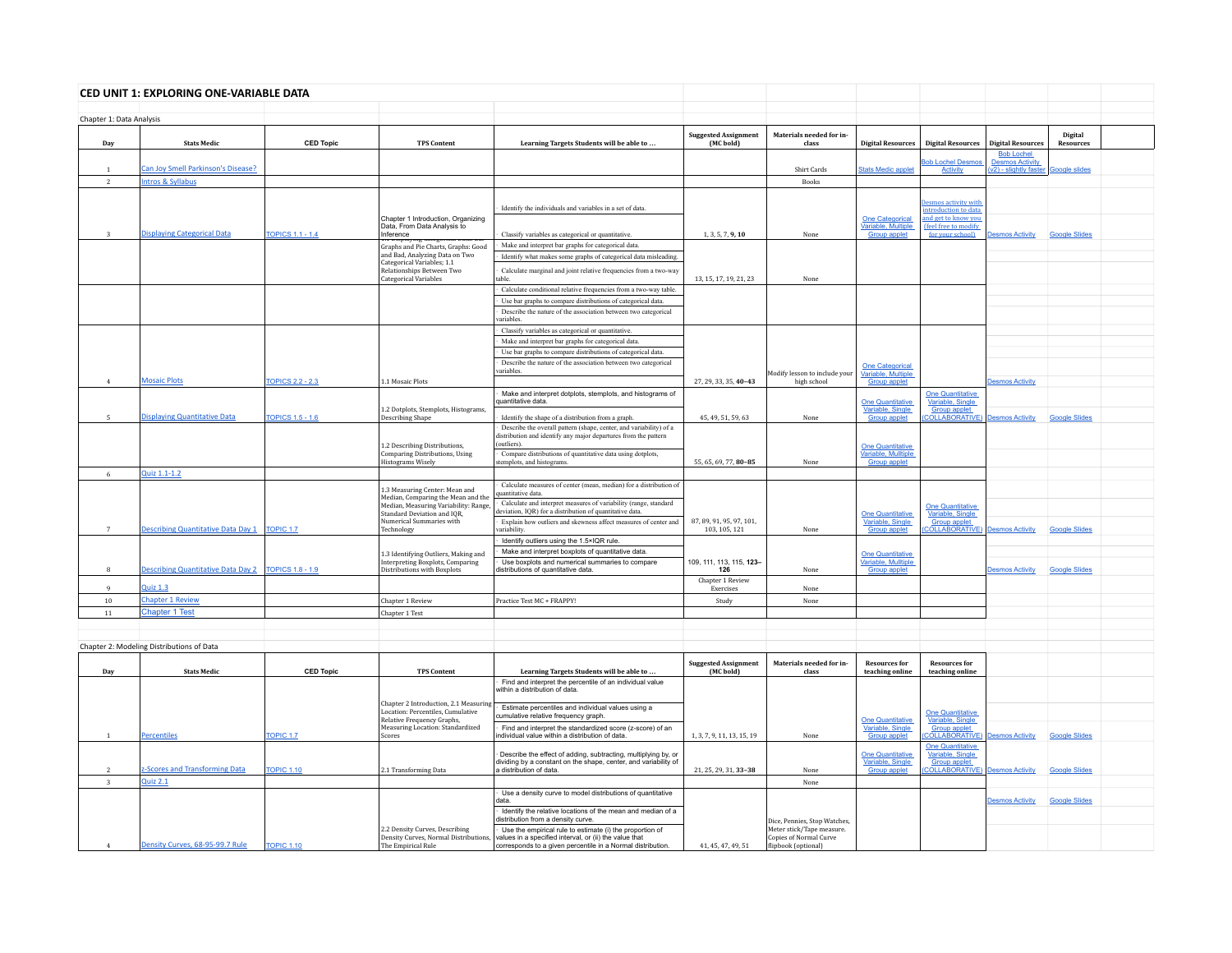## CED UNIT 1: EXPLORING ONE-VARIABLE DATA

Chapter 1: Data Analysis

| Day | Stats Medic | CED Topic | TPS Content | Learning Targets Students will be able to … | Suggested Assignment (MC bold) | Materials needed for in-class | Digital Resources | Digital Resources | Digital Resources | Digital Resources |
|---|---|---|---|---|---|---|---|---|---|---|
| 1 | Can Joy Smell Parkinson's Disease? | | | | | Shirt Cards | Stats Medic applet | Bob Lochel Desmos Activity | Bob Lochel Desmos Activity (v2) - slightly faster | Google slides |
| 2 | Intros & Syllabus | | | | | Books | | | | |
| 3 | Displaying Categorical Data | TOPICS 1.1 - 1.4 | Chapter 1 Introduction, Organizing Data, From Data Analysis to Inference | · Identify the individuals and variables in a set of data. · Classify variables as categorical or quantitative. | 1, 3, 5, 7, **9, 10** | None | One Categorical Variable, Multiple Group applet | Desmos activity with introduction to data and get to know you (feel free to modify for your school) | Desmos Activity | Google Slides |
| | | | 1.1 Displaying Categorical Data: Bar Graphs and Pie Charts, Graphs: Good and Bad, Analyzing Data on Two Categorical Variables; 1.1 Relationships Between Two Categorical Variables | · Make and interpret bar graphs for categorical data. · Identify what makes some graphs of categorical data misleading. · Calculate marginal and joint relative frequencies from a two-way table. | 13, 15, 17, 19, 21, 23 | None | | | | |
| | | | | · Calculate conditional relative frequencies from a two-way table. · Use bar graphs to compare distributions of categorical data. · Describe the nature of the association between two categorical variables. | | | | | | |
| 4 | Mosaic Plots | TOPICS 2.2 - 2.3 | 1.1 Mosaic Plots | · Classify variables as categorical or quantitative. · Make and interpret bar graphs for categorical data. · Use bar graphs to compare distributions of categorical data. · Describe the nature of the association between two categorical variables. | 27, 29, 33, 35, **40–43** | Modify lesson to include your high school | One Categorical Variable, Multiple Group applet | | Desmos Activity | |
| 5 | Displaying Quantitative Data | TOPICS 1.5 - 1.6 | 1.2 Dotplots, Stemplots, Histograms, Describing Shape | · Make and interpret dotplots, stemplots, and histograms of quantitative data. · Identify the shape of a distribution from a graph. | 45, 49, 51, 59, 63 | None | One Quantitative Variable, Single Group applet | One Quantitative Variable, Single Group applet (COLLABORATIVE) | Desmos Activity | Google Slides |
| | | | 1.2 Describing Distributions, Comparing Distributions, Using Histograms Wisely | · Describe the overall pattern (shape, center, and variability) of a distribution and identify any major departures from the pattern (outliers). · Compare distributions of quantitative data using dotplots, stemplots, and histograms. | 55, 65, 69, 77, **80–85** | None | One Quantitative Variable, Multiple Group applet | | | |
| 6 | Quiz 1.1-1.2 | | | | | | | | | |
| 7 | Describing Quantitative Data Day 1 | TOPIC 1.7 | 1.3 Measuring Center: Mean and Median, Comparing the Mean and the Median, Measuring Variability: Range, Standard Deviation and IQR, Numerical Summaries with Technology | · Calculate measures of center (mean, median) for a distribution of quantitative data. · Calculate and interpret measures of variability (range, standard deviation, IQR) for a distribution of quantitative data. · Explain how outliers and skewness affect measures of center and variability. | 87, 89, 91, 95, 97, 101, 103, 105, 121 | None | One Quantitative Variable, Single Group applet | One Quantitative Variable, Single Group applet (COLLABORATIVE) | Desmos Activity | Google Slides |
| 8 | Describing Quantitative Data Day 2 | TOPICS 1.8 - 1.9 | 1.3 Identifying Outliers, Making and Interpreting Boxplots, Comparing Distributions with Boxplots | · Identify outliers using the 1.5×IQR rule. · Make and interpret boxplots of quantitative data. · Use boxplots and numerical summaries to compare distributions of quantitative data. | 109, 111, 113, 115, **123–126** | None | One Quantitative Variable, Multiple Group applet | | Desmos Activity | Google Slides |
| 9 | Quiz 1.3 | | | | Chapter 1 Review Exercises | None | | | | |
| 10 | Chapter 1 Review | | Chapter 1 Review | Practice Test MC + FRAPPY! | Study | None | | | | |
| 11 | Chapter 1 Test | | Chapter 1 Test | | | | | | | |

Chapter 2: Modeling Distributions of Data

| Day | Stats Medic | CED Topic | TPS Content | Learning Targets Students will be able to … | Suggested Assignment (MC bold) | Materials needed for in-class | Resources for teaching online | Resources for teaching online | | |
|---|---|---|---|---|---|---|---|---|---|---|
| 1 | Percentiles | TOPIC 1.7 | Chapter 2 Introduction, 2.1 Measuring Location: Percentiles, Cumulative Relative Frequency Graphs, Measuring Location: Standardized Scores | · Find and interpret the percentile of an individual value within a distribution of data. · Estimate percentiles and individual values using a cumulative relative frequency graph. · Find and interpret the standardized score (z-score) of an individual value within a distribution of data. | 1, 3, 7, 9, 11, 13, 15, 19 | None | One Quantitative Variable, Single Group applet | One Quantitative Variable, Single Group applet (COLLABORATIVE) | Desmos Activity | Google Slides |
| 2 | z-Scores and Transforming Data | TOPIC 1.10 | 2.1 Transforming Data | · Describe the effect of adding, subtracting, multiplying by, or dividing by a constant on the shape, center, and variability of a distribution of data. | 21, 25, 29, 31, **33–38** | None | One Quantitative Variable, Single Group applet | One Quantitative Variable, Single Group applet (COLLABORATIVE) | Desmos Activity | Google Slides |
| 3 | Quiz 2.1 | | | | | None | | | | |
| 4 | Density Curves, 68-95-99.7 Rule | TOPIC 1.10 | 2.2 Density Curves, Describing Density Curves, Normal Distributions, The Empirical Rule | · Use a density curve to model distributions of quantitative data. · Identify the relative locations of the mean and median of a distribution from a density curve. · Use the empirical rule to estimate (i) the proportion of values in a specified interval, or (ii) the value that corresponds to a given percentile in a Normal distribution. | 41, 45, 47, 49, 51 | Dice, Pennies, Stop Watches, Meter stick/Tape measure. Copies of Normal Curve flipbook (optional) | | | Desmos Activity | Google Slides |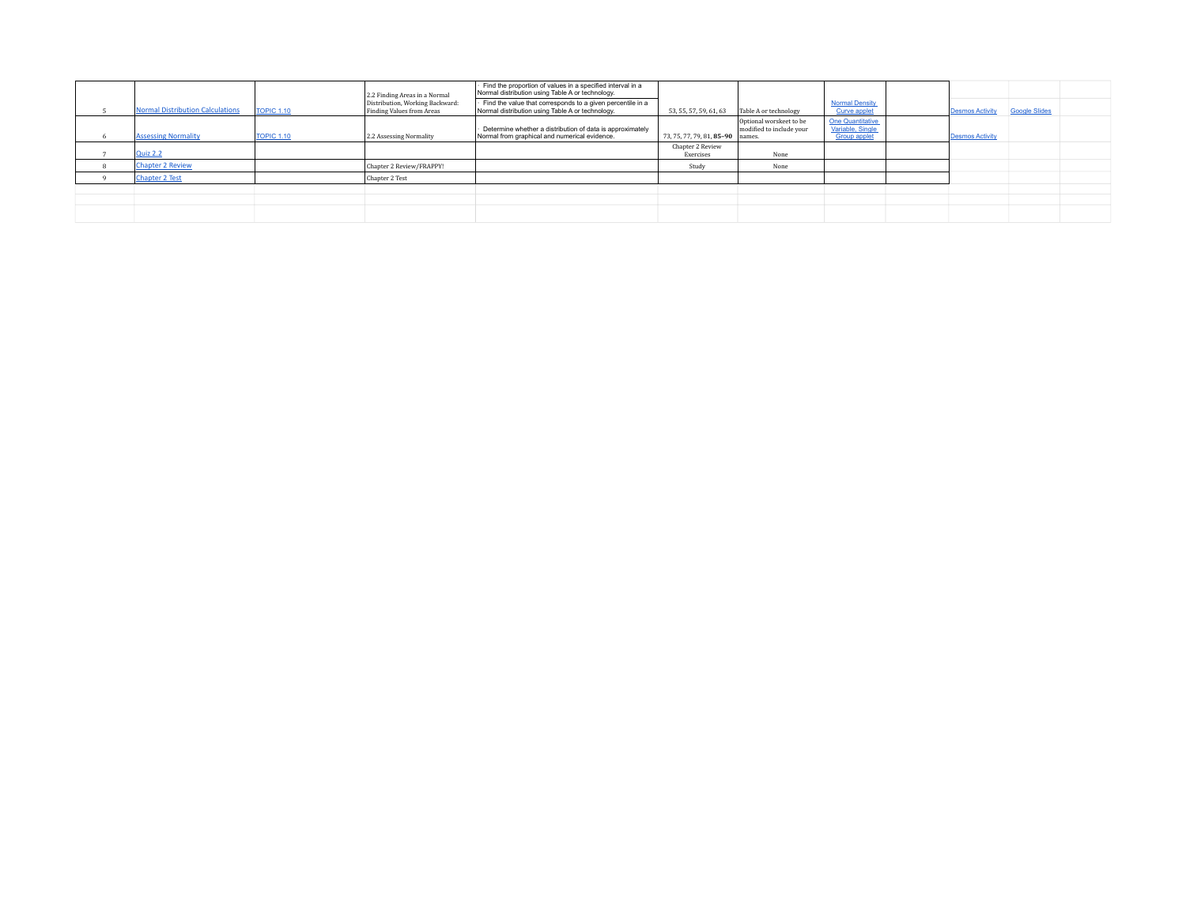| | | | | | | | | | | | |
|---|---|---|---|---|---|---|---|---|---|---|---|
| 5 | Normal Distribution Calculations | TOPIC 1.10 | 2.2 Finding Areas in a Normal Distribution, Working Backward: Finding Values from Areas | Find the proportion of values in a specified interval in a Normal distribution using Table A or technology.<br>Find the value that corresponds to a given percentile in a Normal distribution using Table A or technology. | 53, 55, 57, 59, 61, 63 | Table A or technology | Normal Density Curve applet | | Desmos Activity | Google Slides | |
| 6 | Assessing Normality | TOPIC 1.10 | 2.2 Assessing Normality | Determine whether a distribution of data is approximately Normal from graphical and numerical evidence. | 73, 75, 77, 79, 81, **85–90** | Optional worskeet to be modified to include your names. | One Quantitative Variable, Single Group applet | | Desmos Activity | | |
| 7 | Quiz 2.2 | | | | Chapter 2 Review Exercises | None | | | | | |
| 8 | Chapter 2 Review | | Chapter 2 Review/FRAPPY! | | Study | None | | | | | |
| 9 | Chapter 2 Test | | Chapter 2 Test | | | | | | | | |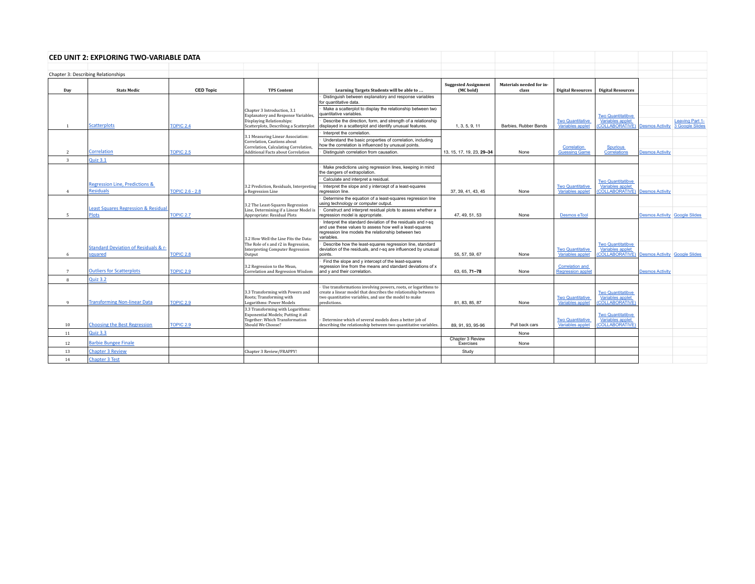## CED UNIT 2: EXPLORING TWO-VARIABLE DATA

Chapter 3: Describing Relationships

| Day | Stats Medic | CED Topic | TPS Content | Learning Targets Students will be able to … | Suggested Assignment (MC bold) | Materials needed for in-class | Digital Resources | Digital Resources | | |
|---|---|---|---|---|---|---|---|---|---|---|
| 1 | Scatterplots | TOPIC 2.4 | Chapter 3 Introduction, 3.1 Explanatory and Response Variables, Displaying Relationships: Scatterplots, Describing a Scatterplot | · Distinguish between explanatory and response variables for quantitative data.<br>· Make a scatterplot to display the relationship between two quantitative variables.<br>· Describe the direction, form, and strength of a relationship displayed in a scatterplot and identify unusual features. | 1, 3, 5, 9, 11 | Barbies, Rubber Bands | Two Quantitative Variables applet | Two Quantitatibve Variables applet (COLLABORATIVE) | Desmos Activity | Leaving Part 1-3 Google Slides |
| 2 | Correlation | TOPIC 2.5 | 3.1 Measuring Linear Association: Correlation, Cautions about Correlation, Calculating Correlation, Additional Facts about Correlation | · Interpret the correlation.<br>· Understand the basic properties of correlation, including how the correlation is influenced by unusual points.<br>· Distinguish correlation from causation. | 13, 15, 17, 19, 23, **29–34** | None | Correlation Guessing Game | Spurious Correlations | Desmos Activity | |
| 3 | Quiz 3.1 | | | | | | | | | |
| 4 | Regression Line, Predictions & Residuals | TOPIC 2.6 - 2.8 | 3.2 Prediction, Residuals, Interpreting a Regression Line | · Make predictions using regression lines, keeping in mind the dangers of extrapolation.<br>· Calculate and interpret a residual.<br>· Interpret the slope and y intercept of a least-squares regression line. | 37, 39, 41, 43, 45 | None | Two Quantitative Variables applet | Two Quantitatibve Variables applet (COLLABORATIVE) | Desmos Activity | |
| 5 | Least Squares Regression & Residual Plots | TOPIC 2.7 | 3.2 The Least-Squares Regression Line, Determining if a Linear Model is Appropriate: Residual Plots | · Determine the equation of a least-squares regression line using technology or computer output.<br>· Construct and interpret residual plots to assess whether a regression model is appropriate. | 47, 49, 51, 53 | None | Desmos eTool | | Desmos Activity | Google Slides |
| 6 | Standard Deviation of Residuals & r-squared | TOPIC 2.8 | 3.2 How Well the Line Fits the Data: The Role of s and r2 in Regression, Interpreting Computer Regression Output | · Interpret the standard deviation of the residuals and r-sq and use these values to assess how well a least-squares regression line models the relationship between two variables.<br>· Describe how the least-squares regression line, standard deviation of the residuals, and r-sq are influenced by unusual points. | 55, 57, 59, 67 | None | Two Quantitative Variables applet | Two Quantitatibve Variables applet (COLLABORATIVE) | Desmos Activity | Google Slides |
| 7 | Outliers for Scatterplots | TOPIC 2.9 | 3.2 Regression to the Mean, Correlation and Regression Wisdom | · Find the slope and y intercept of the least-squares regression line from the means and standard deviations of x and y and their correlation. | 63, 65, **71–78** | None | Correlation and Regression applet | | Desmos Activity | |
| 8 | Quiz 3.2 | | | | | | | | | |
| 9 | Transforming Non-linear Data | TOPIC 2.9 | 3.3 Transforming with Powers and Roots; Transforming with Logarithms: Power Models | · Use transformations involving powers, roots, or logarithms to create a linear model that describes the relationship between two quantitative variables, and use the model to make predictions. | 81, 83, 85, 87 | None | Two Quantitative Variables applet | Two Quantitatibve Variables applet (COLLABORATIVE) | | |
| 10 | Choosing the Best Regression | TOPIC 2.9 | 3.3 Transforming with Logarithms: Exponential Models; Putting it all Together: Which Transformation Should We Choose? | · Determine which of several models does a better job of describing the relationship between two quantitative variables. | 89, 91, 93, 95-96 | Pull back cars | Two Quantitative Variables applet | Two Quantitatibve Variables applet (COLLABORATIVE) | | |
| 11 | Quiz 3.3 | | | | | None | | | | |
| 12 | Barbie Bungee Finale | | | | Chapter 3 Review Exercises | None | | | | |
| 13 | Chapter 3 Review | | Chapter 3 Review/FRAPPY! | | Study | | | | | |
| 14 | Chapter 3 Test | | | | | | | | | |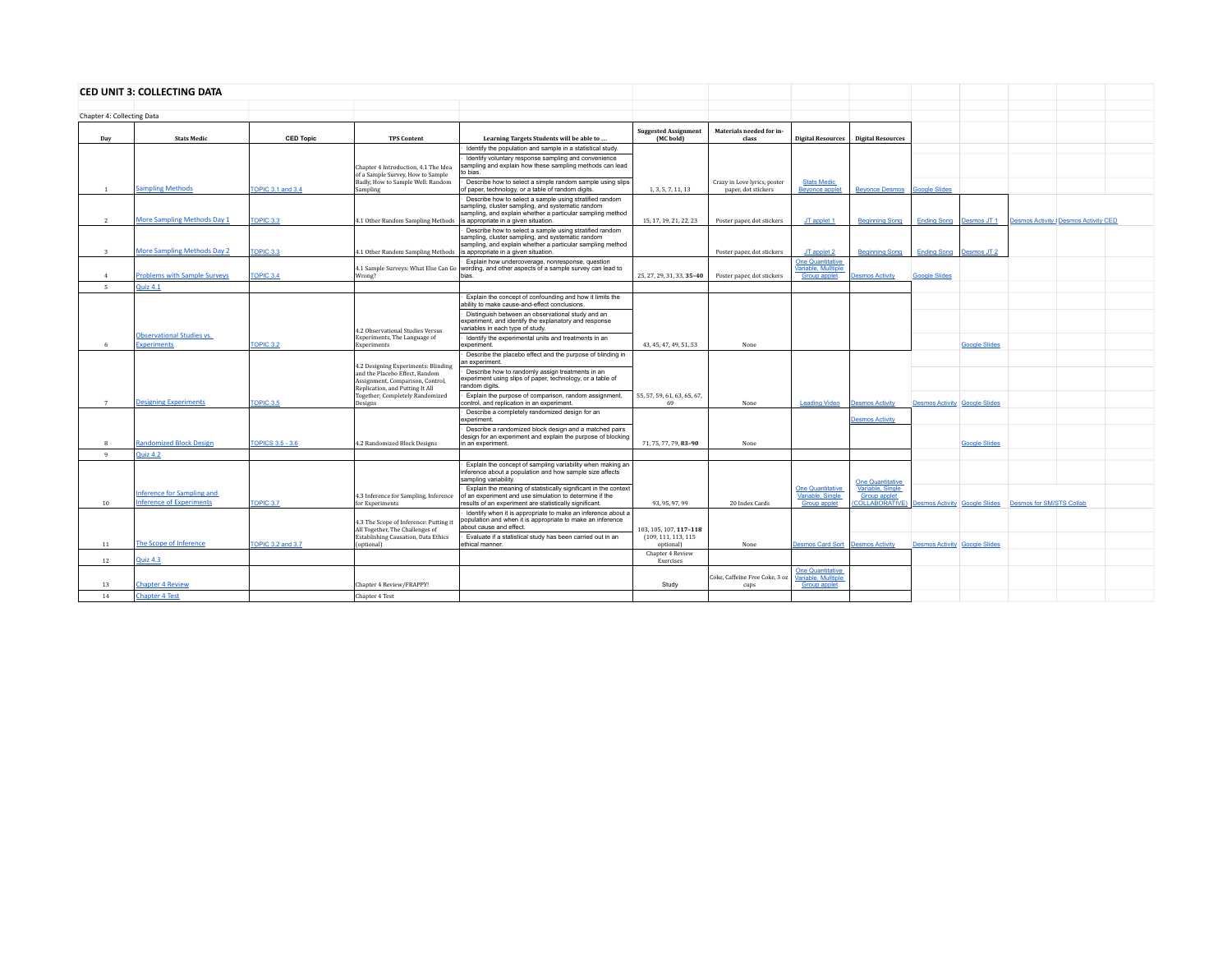## CED UNIT 3: COLLECTING DATA

Chapter 4: Collecting Data

| Day | Stats Medic | CED Topic | TPS Content | Learning Targets Students will be able to … | Suggested Assignment (MC bold) | Materials needed for in-class | Digital Resources | Digital Resources | | | | |
|---|---|---|---|---|---|---|---|---|---|---|---|---|
| 1 | Sampling Methods | TOPIC 3.1 and 3.4 | Chapter 4 Introduction, 4.1 The Idea of a Sample Survey, How to Sample Badly, How to Sample Well: Random Sampling | · Identify the population and sample in a statistical study. · Identify voluntary response sampling and convenience sampling and explain how these sampling methods can lead to bias. · Describe how to select a simple random sample using slips of paper, technology, or a table of random digits. | 1, 3, 5, 7, 11, 13 | Crazy in Love lyrics, poster paper, dot stickers | Stats Medic Beyonce applet | Beyonce Desmos | Google Slides | | | |
| 2 | More Sampling Methods Day 1 | TOPIC 3.3 | 4.1 Other Random Sampling Methods | · Describe how to select a sample using stratified random sampling, cluster sampling, and systematic random sampling, and explain whether a particular sampling method is appropriate in a given situation. | 15, 17, 19, 21, 22, 23 | Poster paper, dot stickers | JT applet 1 | Beginning Song | Ending Song | Desmos JT 1 | Desmos Activity | Desmos Activity CED |
| 3 | More Sampling Methods Day 2 | TOPIC 3.3 | 4.1 Other Random Sampling Methods | · Describe how to select a sample using stratified random sampling, cluster sampling, and systematic random sampling, and explain whether a particular sampling method is appropriate in a given situation. | | Poster paper, dot stickers | JT applet 2 | Beginning Song | Ending Song | Desmos JT 2 | | |
| 4 | Problems with Sample Surveys | TOPIC 3.4 | 4.1 Sample Surveys: What Else Can Go Wrong? | · Explain how undercoverage, nonresponse, question wording, and other aspects of a sample survey can lead to bias. | 25, 27, 29, 31, 33, **35–40** | Poster paper, dot stickers | One Quantitative Variable, Multiple Group applet | Desmos Activity | Google Slides | | | |
| 5 | Quiz 4.1 | | | | | | | | | | | |
| 6 | Observational Studies vs. Experiments | TOPIC 3.2 | 4.2 Observational Studies Versus Experiments, The Language of Experiments | · Explain the concept of confounding and how it limits the ability to make cause-and-effect conclusions. · Distinguish between an observational study and an experiment, and identify the explanatory and response variables in each type of study. · Identify the experimental units and treatments in an experiment. | 43, 45, 47, 49, 51, 53 | None | | | | Google Slides | | |
| 7 | Designing Experiments | TOPIC 3.5 | 4.2 Designing Experiments: Blinding and the Placebo Effect, Random Assignment, Comparison, Control, Replication, and Putting It All Together; Completely Randomized Designs | · Describe the placebo effect and the purpose of blinding in an experiment. · Describe how to randomly assign treatments in an experiment using slips of paper, technology, or a table of random digits. · Explain the purpose of comparison, random assignment, control, and replication in an experiment. | 55, 57, 59, 61, 63, 65, 67, 69 | None | Leading Video | Desmos Activity | Desmos Activity | Google Slides | | |
| 8 | Randomized Block Design | TOPICS 3.5 - 3.6 | 4.2 Randomized Block Designs | · Describe a completely randomized design for an experiment. · Describe a randomized block design and a matched pairs design for an experiment and explain the purpose of blocking in an experiment. | 71, 75, 77, 79, **83–90** | None | | Desmos Activity | | Google Slides | | |
| 9 | Quiz 4.2 | | | | | | | | | | | |
| 10 | Inference for Sampling and Inference of Experiments | TOPIC 3.7 | 4.3 Inference for Sampling, Inference for Experiments | · Explain the concept of sampling variability when making an inference about a population and how sample size affects sampling variability. · Explain the meaning of statistically significant in the context of an experiment and use simulation to determine if the results of an experiment are statistically significant. | 93, 95, 97, 99 | 20 Index Cards | One Quantitative Variable, Single Group applet | One Quantitative Variable, Single Group applet (COLLABORATIVE) | Desmos Activity | Google Slides | Desmos for SM/STS Collab | |
| 11 | The Scope of Inference | TOPIC 3.2 and 3.7 | 4.3 The Scope of Inference: Putting it All Together, The Challenges of Establishing Causation, Data Ethics (optional) | · Identify when it is appropriate to make an inference about a population and when it is appropriate to make an inference about cause and effect. · Evaluate if a statistical study has been carried out in an ethical manner. | 103, 105, 107, **117–118** (109, 111, 113, 115 optional) | None | Desmos Card Sort | Desmos Activity | Desmos Activity | Google Slides | | |
| 12 | Quiz 4.3 | | | | Chapter 4 Review Exercises | | | | | | | |
| 13 | Chapter 4 Review | | Chapter 4 Review/FRAPPY! | | Study | Coke, Caffeine Free Coke, 3 oz cups | One Quantitative Variable, Multiple Group applet | | | | | |
| 14 | Chapter 4 Test | | Chapter 4 Test | | | | | | | | | |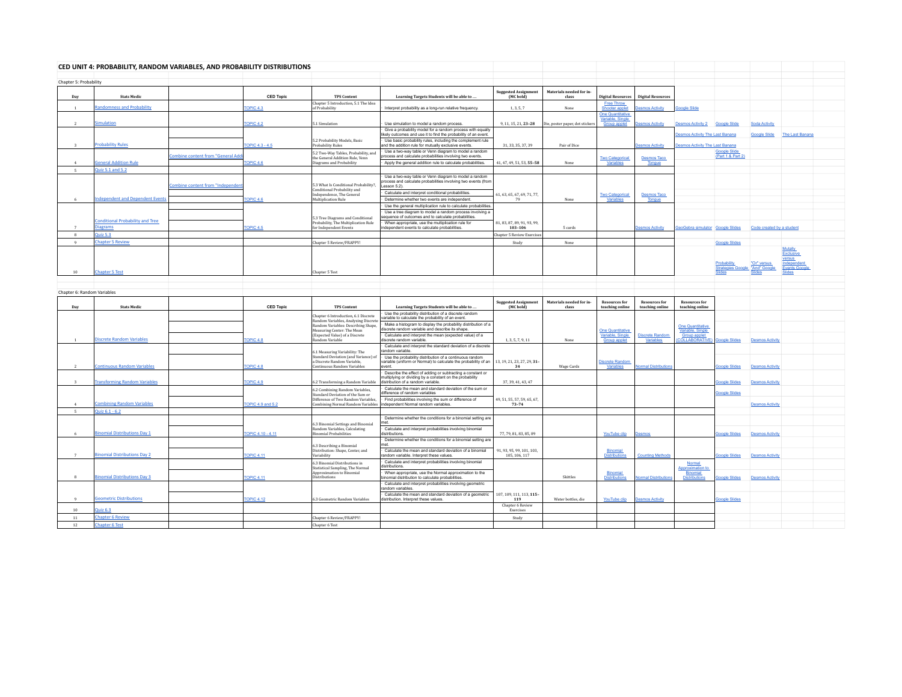# CED UNIT 4: PROBABILITY, RANDOM VARIABLES, AND PROBABILITY DISTRIBUTIONS

## Chapter 5: Probability

| Day | Stats Medic | | CED Topic | TPS Content | Learning Targets Students will be able to … | Suggested Assignment (MC bold) | Materials needed for in-class | Digital Resources | Digital Resources | | | | |
|---|---|---|---|---|---|---|---|---|---|---|---|---|---|
| 1 | Randomness and Probability | | TOPIC 4.3 | Chapter 5 Introduction, 5.1 The Idea of Probability | Interpret probability as a long-run relative frequency. | 1, 3, 5, 7 | None | Free Throw Shooter applet | Desmos Activity | Google Slide | | | |
| 2 | Simulation | | TOPIC 4.2 | 5.1 Simulation | Use simulation to model a random process. | 9, 11, 15, 21, **23–28** | Die, poster paper, dot stickers | One Quantitative Variable, Single Group applet | Desmos Activity | Desmos Activity 2 | Google Slide | Soda Activity | |
| 3 | Probability Rules | | TOPIC 4.3 - 4.5 | 5.2 Probability Models, Basic Probability Rules | Give a probability model for a random process with equally likely outcomes and use it to find the probability of an event. Use basic probability rules, including the complement rule and the addition rule for mutually exclusive events. | 31, 33, 35, 37, 39 | Pair of Dice | | Desmos Activity | Desmos Activity The Last Banana; Desmos Activity The Last Banana | | Google Slide | The Last Banana |
| 4 | General Addition Rule | Combine content from "General Add | TOPIC 4.6 | 5.2 Two-Way Tables, Probability, and the General Addition Rule, Venn Diagrams and Probability | Use a two-way table or Venn diagram to model a random process and calculate probabilities involving two events. Apply the general addition rule to calculate probabilities. | 41, 47, 49, 51, 53, **55–58** | None | Two Categorical Variables | Desmos Taco Tongue | | Google Slide (Part 1 & Part 2) | | |
| 5 | Quiz 5.1 and 5.2 | | | | | | | | | | | | |
| 6 | Independent and Dependent Events | Combine content from "Independent | TOPIC 4.6 | 5.3 What Is Conditional Probability?, Conditional Probability and Independence, The General Multiplication Rule | Use a two-way table or Venn diagram to model a random process and calculate probabilities involving two events (from Lesson 5.2). Calculate and interpret conditional probabilities. Determine whether two events are independent. Use the general multiplication rule to calculate probabilities. | 61, 63, 65, 67, 69, 71, 77, 79 | None | Two Categorical Variables | Desmos Taco Tongue | | | | |
| 7 | Conditional Probability and Tree Diagrams | | TOPIC 4.5 | 5.3 Tree Diagrams and Conditional Probability, The Multiplication Rule for Independent Events | Use a tree diagram to model a random process involving a sequence of outcomes and to calculate probabilities. When appropriate, use the multiplication rule for independent events to calculate probabilities. | 81, 83, 87, 89, 91, 93, 99, **103–106** | 5 cards | | Desmos Activity | GeoGebra simulator | Google Slides | Code created by a student | |
| 8 | Quiz 5.3 | | | | | Chapter 5 Review Exercises | | | | | | | |
| 9 | Chapter 5 Review | | | Chapter 5 Review/FRAPPY! | | Study | None | | | | Google Slides | | |
| 10 | Chapter 5 Test | | | Chapter 5 Test | | | | | | | Probability Strategies Google Slides | "Or" versus "And" Google Slides | Mutally Exclusive versus Independent Events Google Slides |

## Chapter 6: Random Variables

| Day | Stats Medic | | CED Topic | TPS Content | Learning Targets Students will be able to … | Suggested Assignment (MC bold) | Materials needed for in-class | Resources for teaching online | Resources for teaching online | Resources for teaching online | | | |
|---|---|---|---|---|---|---|---|---|---|---|---|---|---|
| 1 | Discrete Random Variables | | TOPIC 4.8 | Chapter 6 Introduction, 6.1 Discrete Random Variables, Analyzing Discrete Random Variables: Describing Shape, Measuring Center: The Mean (Expected Value) of a Discrete Random Variable | Use the probability distribution of a discrete random variable to calculate the probability of an event. Make a histogram to display the probability distribution of a discrete random variable and describe its shape. Calculate and interpret the mean (expected value) of a discrete random variable. | 1, 3, 5, 7, 9, 11 | None | One Quantitative Variable, Single Group applet | Discrete Random Variables | One Quantitative Variable, Single Group applet (COLLABORATIVE) | Google Slides | Desmos Activity | |
| 2 | Continuous Random Variables | | TOPIC 4.8 | 6.1 Measuring Variability: The Standard Deviation (and Variance) of a Discrete Random Variable, Continuous Random Variables | Calculate and interpret the standard deviation of a discrete random variable. Use the probability distribution of a continuous random variable (uniform or Normal) to calculate the probability of an event. | 13, 19, 21, 23, 27, 29, **31–34** | Wage Cards | Discrete Random Variables | Normal Distributions | | Google Slides | Desmos Activity | |
| 3 | Transforming Random Variables | | TOPIC 4.9 | 6.2 Transforming a Random Variable | Describe the effect of adding or subtracting a constant or multiplying or dividing by a constant on the probability distribution of a random variable. | 37, 39, 41, 43, 47 | | | | | Google Slides | Desmos Activity | |
| 4 | Combining Random Variables | | TOPIC 4.9 and 5.2 | 6.2 Combining Random Variables, Standard Deviation of the Sum or Difference of Two Random Variables, Combining Normal Random Variables | Calculate the mean and standard deviation of the sum or difference of random variables. Find probabilities involving the sum or difference of independent Normal random variables. | 49, 51, 55, 57, 59, 65, 67, **73–74** | | | | | Google Slides | Desmos Activity | |
| 5 | Quiz 6.1 - 6.2 | | | | | | | | | | | | |
| 6 | Binomial Distributions Day 1 | | TOPIC 4.10 - 4.11 | 6.3 Binomial Settings and Binomial Random Variables, Calculating Binomial Probabilities | Determine whether the conditions for a binomial setting are met. Calculate and interpret probabilities involving binomial distributions. | 77, 79, 81, 83, 85, 89 | | YouTube clip | Desmos | | Google Slides | Desmos Activity | |
| 7 | Binomial Distributions Day 2 | | TOPIC 4.11 | 6.3 Describing a Binomial Distribution: Shape, Center, and Variability | Determine whether the conditions for a binomial setting are met. Calculate the mean and standard deviation of a binomial random variable. Interpret these values. | 91, 93, 95, 99, 101, 103, 105, 106, 117 | | Binomial Distributions | Counting Methods | | Google Slides | Desmos Activity | |
| 8 | Binomial Distributions Day 3 | | TOPIC 4.11 | 6.3 Binomial Distributions in Statistical Sampling, The Normal Approximation to Binomial Distributions | Calculate and interpret probabilities involving binomial distributions. When appropriate, use the Normal approximation to the binomial distribution to calculate probabilities. | | Skittles | Binomial Distributions | Normal Distributions | Normal Approximation to Binomial Distributions | Google Slides | Desmos Activity | |
| 9 | Geometric Distributions | | TOPIC 4.12 | 6.3 Geometric Random Variables | Calculate and interpret probabilities involving geometric random variables. Calculate the mean and standard deviation of a geometric distribution. Interpret these values. | 107, 109, 111, 113, **115–119** | Water bottles, die | YouTube clip | Desmos Activity | | Google Slides | | |
| 10 | Quiz 6.3 | | | | | Chapter 6 Review Exercises | | | | | | | |
| 11 | Chapter 6 Review | | | Chapter 6 Review/FRAPPY! | | Study | | | | | | | |
| 12 | Chapter 6 Test | | | Chapter 6 Test | | | | | | | | | |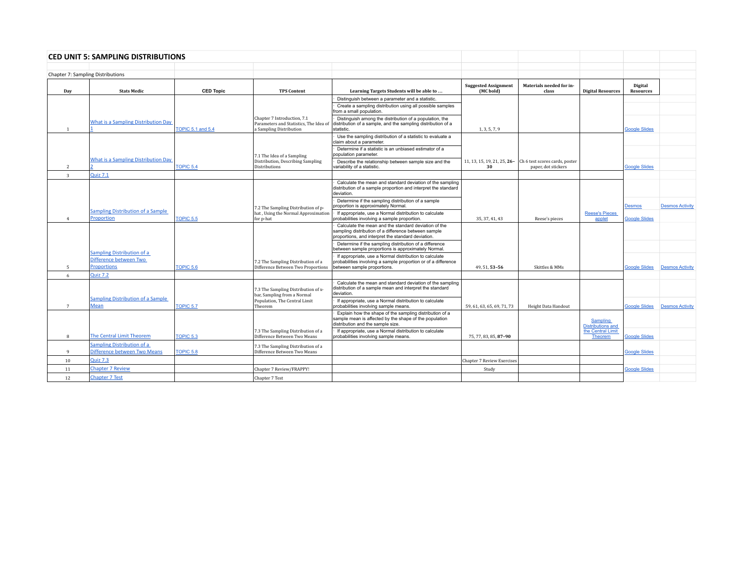## CED UNIT 5: SAMPLING DISTRIBUTIONS

Chapter 7: Sampling Distributions

| Day | Stats Medic | CED Topic | TPS Content | Learning Targets Students will be able to … | Suggested Assignment (MC bold) | Materials needed for in-class | Digital Resources | Digital Resources | |
|---|---|---|---|---|---|---|---|---|---|
| 1 | What is a Sampling Distribution Day 1 | TOPIC 5.1 and 5.4 | Chapter 7 Introduction, 7.1 Parameters and Statistics, The Idea of a Sampling Distribution | · Distinguish between a parameter and a statistic.<br>· Create a sampling distribution using all possible samples from a small population.<br>· Distinguish among the distribution of a population, the distribution of a sample, and the sampling distribution of a statistic. | 1, 3, 5, 7, 9 | | | Google Slides | |
| 2 | What is a Sampling Distribution Day 2 | TOPIC 5.4 | 7.1 The Idea of a Sampling Distribution, Describing Sampling Distributions | · Use the sampling distribution of a statistic to evaluate a claim about a parameter.<br>· Determine if a statistic is an unbiased estimator of a population parameter.<br>· Describe the relationship between sample size and the variability of a statistic. | 11, 13, 15, 19, 21, 25, **26–30** | Ch 6 test scores cards, poster paper, dot stickers | | Google Slides | |
| 3 | Quiz 7.1 | | | | | | | | |
| 4 | Sampling Distribution of a Sample Proportion | TOPIC 5.5 | 7.2 The Sampling Distribution of p-hat , Using the Normal Approximation for p-hat | · Calculate the mean and standard deviation of the sampling distribution of a sample proportion and interpret the standard deviation.<br>· Determine if the sampling distribution of a sample proportion is approximately Normal.<br>· If appropriate, use a Normal distribution to calculate probabilities involving a sample proportion. | 35, 37, 41, 43 | Reese's pieces | Reese's Pieces applet | Desmos<br>Google Slides | Desmos Activity |
| 5 | Sampling Distribution of a Difference between Two Proportions | TOPIC 5.6 | 7.2 The Sampling Distribution of a Difference Between Two Proportions | · Calculate the mean and the standard deviation of the sampling distribution of a difference between sample proportions, and interpret the standard deviation.<br>· Determine if the sampling distribution of a difference between sample proportions is approximately Normal.<br>· If appropriate, use a Normal distribution to calculate probabilities involving a sample proportion or of a difference between sample proportions. | 49, 51, **53–56** | Skittles & MMs | | Google Slides | Desmos Activity |
| 6 | Quiz 7.2 | | | | | | | | |
| 7 | Sampling Distribution of a Sample Mean | TOPIC 5.7 | 7.3 The Sampling Distribution of x-bar, Sampling from a Normal Population, The Central Limit Theorem | · Calculate the mean and standard deviation of the sampling distribution of a sample mean and interpret the standard deviation.<br>· If appropriate, use a Normal distribution to calculate probabilities involving sample means. | 59, 61, 63, 65, 69, 71, 73 | Height Data Handout | | Google Slides | Desmos Activity |
| 8 | The Central Limit Theorem | TOPIC 5.3 | 7.3 The Sampling Distribution of a Difference Between Two Means | · Explain how the shape of the sampling distribution of a sample mean is affected by the shape of the population distribution and the sample size.<br>· If appropriate, use a Normal distribution to calculate probabilities involving sample means. | 75, 77, 83, 85, **87–90** | | Sampling Distributions and the Central Limit Theorem | Google Slides | |
| 9 | Sampling Distribution of a Difference between Two Means | TOPIC 5.8 | 7.3 The Sampling Distribution of a Difference Between Two Means | | | | | Google Slides | |
| 10 | Quiz 7.3 | | | | Chapter 7 Review Exercises | | | | |
| 11 | Chapter 7 Review | | Chapter 7 Review/FRAPPY! | | Study | | | Google Slides | |
| 12 | Chapter 7 Test | | Chapter 7 Test | | | | | | |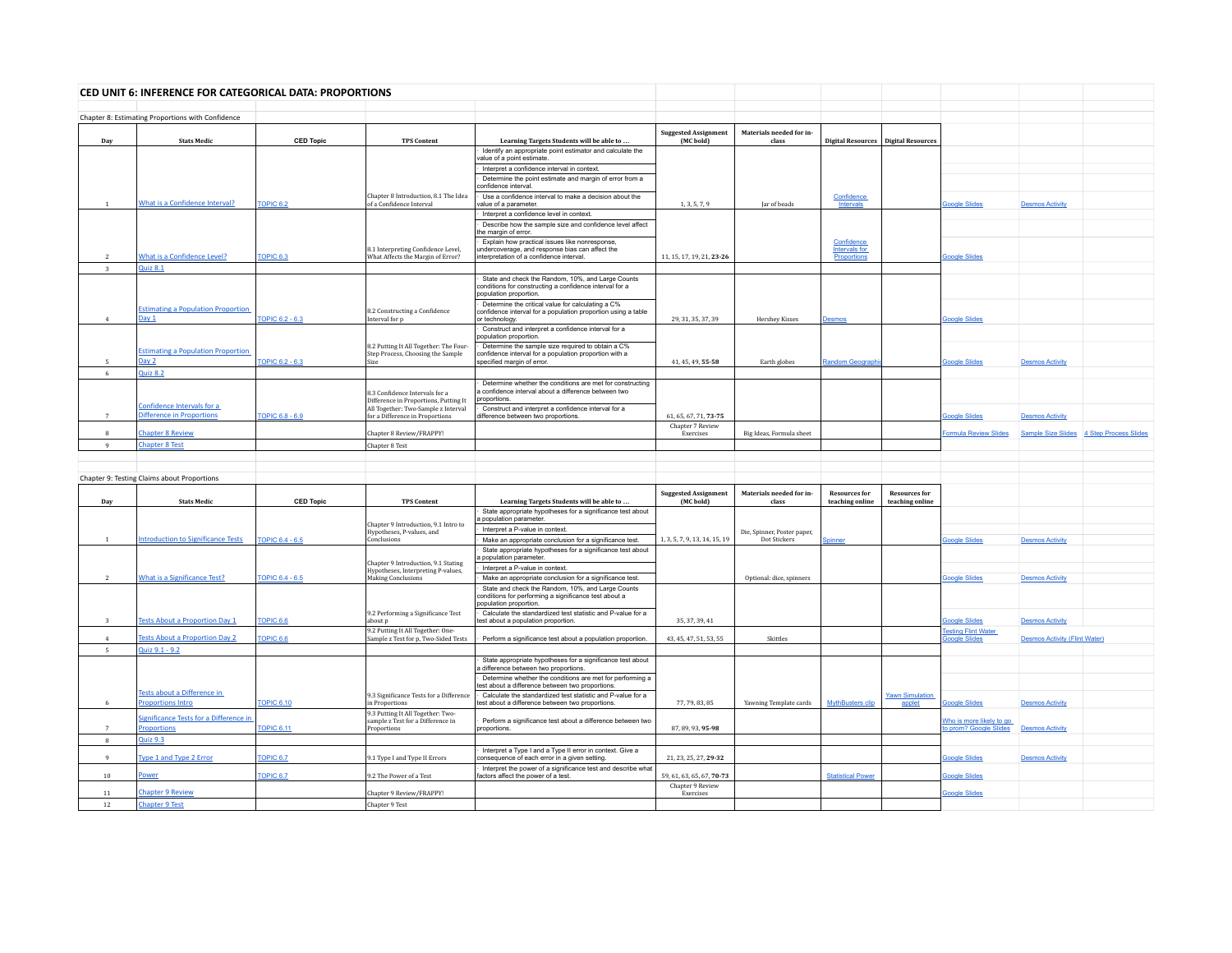# CED UNIT 6: INFERENCE FOR CATEGORICAL DATA: PROPORTIONS

Chapter 8: Estimating Proportions with Confidence

| Day | Stats Medic | CED Topic | TPS Content | Learning Targets Students will be able to … | Suggested Assignment (MC bold) | Materials needed for in-class | Digital Resources | Digital Resources | | | |
|---|---|---|---|---|---|---|---|---|---|---|---|
| 1 | What is a Confidence Interval? | TOPIC 6.2 | Chapter 8 Introduction, 8.1 The Idea of a Confidence Interval | · Identify an appropriate point estimator and calculate the value of a point estimate.<br>· Interpret a confidence interval in context.<br>· Determine the point estimate and margin of error from a confidence interval.<br>· Use a confidence interval to make a decision about the value of a parameter. | 1, 3, 5, 7, 9 | Jar of beads | Confidence Intervals | | Google Slides | Desmos Activity | |
| 2 | What is a Confidence Level? | TOPIC 6.3 | 8.1 Interpreting Confidence Level, What Affects the Margin of Error? | · Interpret a confidence level in context.<br>· Describe how the sample size and confidence level affect the margin of error.<br>· Explain how practical issues like nonresponse, undercoverage, and response bias can affect the interpretation of a confidence interval. | 11, 15, 17, 19, 21, **23-26** | | Confidence Intervals for Proportions | | Google Slides | | |
| 3 | Quiz 8.1 | | | | | | | | | | |
| 4 | Estimating a Population Proportion Day 1 | TOPIC 6.2 - 6.3 | 8.2 Constructing a Confidence Interval for p | · State and check the Random, 10%, and Large Counts conditions for constructing a confidence interval for a population proportion.<br>· Determine the critical value for calculating a C% confidence interval for a population proportion using a table or technology. | 29, 31, 35, 37, 39 | Hershey Kisses | Desmos | | Google Slides | | |
| 5 | Estimating a Population Proportion Day 2 | TOPIC 6.2 - 6.3 | 8.2 Putting It All Together: The Four-Step Process, Choosing the Sample Size | · Construct and interpret a confidence interval for a population proportion.<br>· Determine the sample size required to obtain a C% confidence interval for a population proportion with a specified margin of error. | 41, 45, 49, **55-58** | Earth globes | Random Geographic | | Google Slides | Desmos Activity | |
| 6 | Quiz 8.2 | | | | | | | | | | |
| 7 | Confidence Intervals for a Difference in Proportions | TOPIC 6.8 - 6.9 | 8.3 Confidence Intervals for a Difference in Proportions, Putting It All Together: Two-Sample z Interval for a Difference in Proportions | · Determine whether the conditions are met for constructing a confidence interval about a difference between two proportions.<br>· Construct and interpret a confidence interval for a difference between two proportions. | 61, 65, 67, 71, **73-75** | | | | Google Slides | Desmos Activity | |
| 8 | Chapter 8 Review | | Chapter 8 Review/FRAPPY! | | Chapter 7 Review Exercises | Big Ideas, Formula sheet | | | Formula Review Slides | Sample Size Slides | 4 Step Process Slides |
| 9 | Chapter 8 Test | | Chapter 8 Test | | | | | | | | |

Chapter 9: Testing Claims about Proportions

| Day | Stats Medic | CED Topic | TPS Content | Learning Targets Students will be able to … | Suggested Assignment (MC bold) | Materials needed for in-class | Resources for teaching online | Resources for teaching online | | |
|---|---|---|---|---|---|---|---|---|---|---|
| 1 | Introduction to Significance Tests | TOPIC 6.4 - 6.5 | Chapter 9 Introduction, 9.1 Intro to Hypotheses, P-values, and Conclusions | · State appropriate hypotheses for a significance test about a population parameter.<br>· Interpret a P-value in context.<br>· Make an appropriate conclusion for a significance test. | 1, 3, 5, 7, 9, 13, 14, 15, 19 | Die, Spinner, Poster paper, Dot Stickers | Spinner | | Google Slides | Desmos Activity |
| 2 | What is a Significance Test? | TOPIC 6.4 - 6.5 | Chapter 9 Introduction, 9.1 Stating Hypotheses, Interpreting P-values, Making Conclusions | · State appropriate hypotheses for a significance test about a population parameter.<br>· Interpret a P-value in context.<br>· Make an appropriate conclusion for a significance test. | | Optional: dice, spinners | | | Google Slides | Desmos Activity |
| 3 | Tests About a Proportion Day 1 | TOPIC 6.6 | 9.2 Performing a Significance Test about p | · State and check the Random, 10%, and Large Counts conditions for performing a significance test about a population proportion.<br>· Calculate the standardized test statistic and P-value for a test about a population proportion. | 35, 37, 39, 41 | | | | Google Slides | Desmos Activity |
| 4 | Tests About a Proportion Day 2 | TOPIC 6.6 | 9.2 Putting It All Together: One-Sample z Test for p, Two-Sided Tests | · Perform a significance test about a population proportion. | 43, 45, 47, 51, 53, 55 | Skittles | | | Testing Flint Water Google Slides | Desmos Activity (Flint Water) |
| 5 | Quiz 9.1 - 9.2 | | | | | | | | | |
| 6 | Tests about a Difference in Proportions Intro | TOPIC 6.10 | 9.3 Significance Tests for a Difference in Proportions | · State appropriate hypotheses for a significance test about a difference between two proportions.<br>· Determine whether the conditions are met for performing a test about a difference between two proportions.<br>· Calculate the standardized test statistic and P-value for a test about a difference between two proportions. | 77, 79, 83, 85 | Yawning Template cards | MythBusters clip | Yawn Simulation applet | Google Slides | Desmos Activity |
| 7 | Significance Tests for a Difference in Proportions | TOPIC 6.11 | 9.3 Putting It All Together: Two-sample z Test for a Difference in Proportions | · Perform a significance test about a difference between two proportions. | 87, 89, 93, **95-98** | | | | Who is more likely to go to prom? Google Slides | Desmos Activity |
| 8 | Quiz 9.3 | | | | | | | | | |
| 9 | Type 1 and Type 2 Error | TOPIC 6.7 | 9.1 Type I and Type II Errors | · Interpret a Type I and a Type II error in context. Give a consequence of each error in a given setting. | 21, 23, 25, 27, **29-32** | | | | Google Slides | Desmos Activity |
| 10 | Power | TOPIC 6.7 | 9.2 The Power of a Test | · Interpret the power of a significance test and describe what factors affect the power of a test. | 59, 61, 63, 65, 67, **70-73** | | Statistical Power | | Google Slides | |
| 11 | Chapter 9 Review | | Chapter 9 Review/FRAPPY! | | Chapter 9 Review Exercises | | | | Google Slides | |
| 12 | Chapter 9 Test | | Chapter 9 Test | | | | | | | |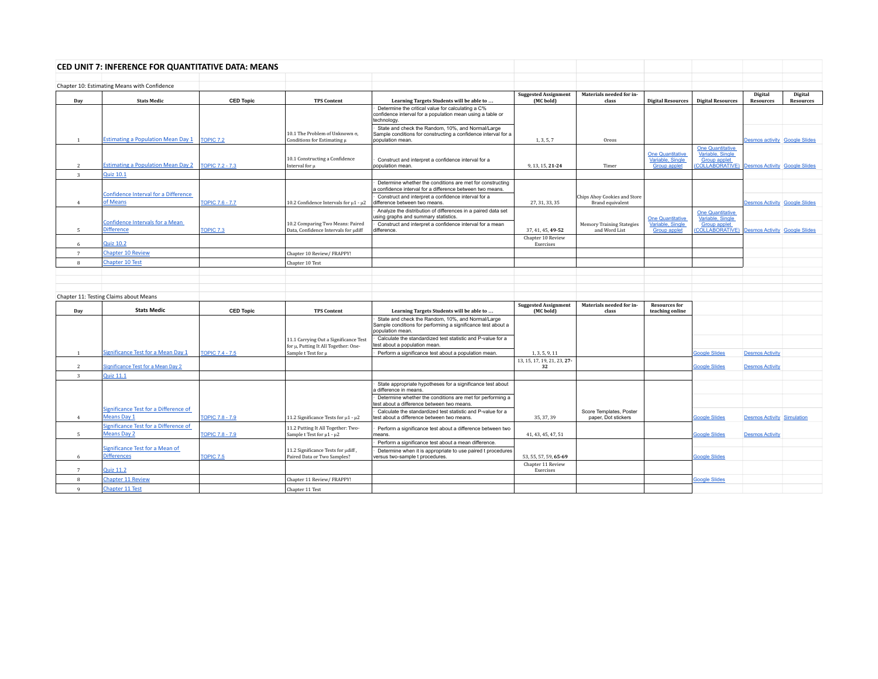# CED UNIT 7: INFERENCE FOR QUANTITATIVE DATA: MEANS

Chapter 10: Estimating Means with Confidence

| Day | Stats Medic | CED Topic | TPS Content | Learning Targets Students will be able to ... | Suggested Assignment (MC bold) | Materials needed for in-class | Digital Resources | Digital Resources | Digital Resources | Digital Resources |
|---|---|---|---|---|---|---|---|---|---|---|
| 1 | Estimating a Population Mean Day 1 | TOPIC 7.2 | 10.1 The Problem of Unknown σ, Conditions for Estimating μ | · Determine the critical value for calculating a C% confidence interval for a population mean using a table or technology.<br>· State and check the Random, 10%, and Normal/Large Sample conditions for constructing a confidence interval for a population mean. | 1, 3, 5, 7 | Oreos | | | Desmos activity | Google Slides |
| 2 | Estimating a Population Mean Day 2 | TOPIC 7.2 - 7.3 | 10.1 Constructing a Confidence Interval for μ | · Construct and interpret a confidence interval for a population mean. | 9, 13, 15, **21-24** | Timer | One Quantitative Variable, Single Group applet | One Quantitative Variable, Single Group applet (COLLABORATIVE) | Desmos Activity | Google Slides |
| 3 | Quiz 10.1 | | | | | | | | | |
| 4 | Confidence Interval for a Difference of Means | TOPIC 7.6 - 7.7 | 10.2 Confidence Intervals for μ1 - μ2 | · Determine whether the conditions are met for constructing a confidence interval for a difference between two means.<br>· Construct and interpret a confidence interval for a difference between two means. | 27, 31, 33, 35 | Chips Ahoy Cookies and Store Brand equivalent | | | Desmos Activity | Google Slides |
| 5 | Confidence Intervals for a Mean Difference | TOPIC 7.3 | 10.2 Comparing Two Means: Paired Data, Confidence Intervals for μdiff | · Analyze the distribution of differences in a paired data set using graphs and summary statistics.<br>· Construct and interpret a confidence interval for a mean difference. | 37, 41, 45, **49-52** | Memory Training Stategies and Word List | One Quantitative Variable, Single Group applet | One Quantitative Variable, Single Group applet (COLLABORATIVE) | Desmos Activity | Google Slides |
| 6 | Quiz 10.2 | | | | Chapter 10 Review Exercises | | | | | |
| 7 | Chapter 10 Review | | Chapter 10 Review/ FRAPPY! | | | | | | | |
| 8 | Chapter 10 Test | | Chapter 10 Test | | | | | | | |

Chapter 11: Testing Claims about Means

| Day | Stats Medic | CED Topic | TPS Content | Learning Targets Students will be able to ... | Suggested Assignment (MC bold) | Materials needed for in-class | Resources for teaching online | | | |
|---|---|---|---|---|---|---|---|---|---|---|
| 1 | Significance Test for a Mean Day 1 | TOPIC 7.4 - 7.5 | 11.1 Carrying Out a Significance Test for μ, Putting It All Together: One-Sample t Test for μ | · State and check the Random, 10%, and Normal/Large Sample conditions for performing a significance test about a population mean.<br>· Calculate the standardized test statistic and P-value for a test about a population mean.<br>· Perform a significance test about a population mean. | 1, 3, 5, 9, 11 | | | Google Slides | Desmos Activity | |
| 2 | Significance Test for a Mean Day 2 | | | | 13, 15, 17, 19, 21, 23, **27-32** | | | Google Slides | Desmos Activity | |
| 3 | Quiz 11.1 | | | | | | | | | |
| 4 | Significance Test for a Difference of Means Day 1 | TOPIC 7.8 - 7.9 | 11.2 Significance Tests for μ1 - μ2 | · State appropriate hypotheses for a significance test about a difference in means.<br>· Determine whether the conditions are met for performing a test about a difference between two means.<br>· Calculate the standardized test statistic and P-value for a test about a difference between two means. | 35, 37, 39 | Score Templates, Poster paper, Dot stickers | | Google Slides | Desmos Activity | Simulation |
| 5 | Significance Test for a Difference of Means Day 2 | TOPIC 7.8 - 7.9 | 11.2 Putting It All Together: Two-Sample t Test for μ1 - μ2 | · Perform a significance test about a difference between two means. | 41, 43, 45, 47, 51 | | | Google Slides | Desmos Activity | |
| 6 | Significance Test for a Mean of Differences | TOPIC 7.5 | 11.2 Significance Tests for μdiff, Paired Data or Two Samples? | · Perform a significance test about a mean difference.<br>· Determine when it is appropriate to use paired t procedures versus two-sample t procedures. | 53, 55, 57, 59, **65-69** | | | Google Slides | | |
| 7 | Quiz 11.2 | | | | Chapter 11 Review Exercises | | | | | |
| 8 | Chapter 11 Review | | Chapter 11 Review/ FRAPPY! | | | | | Google Slides | | |
| 9 | Chapter 11 Test | | Chapter 11 Test | | | | | | | |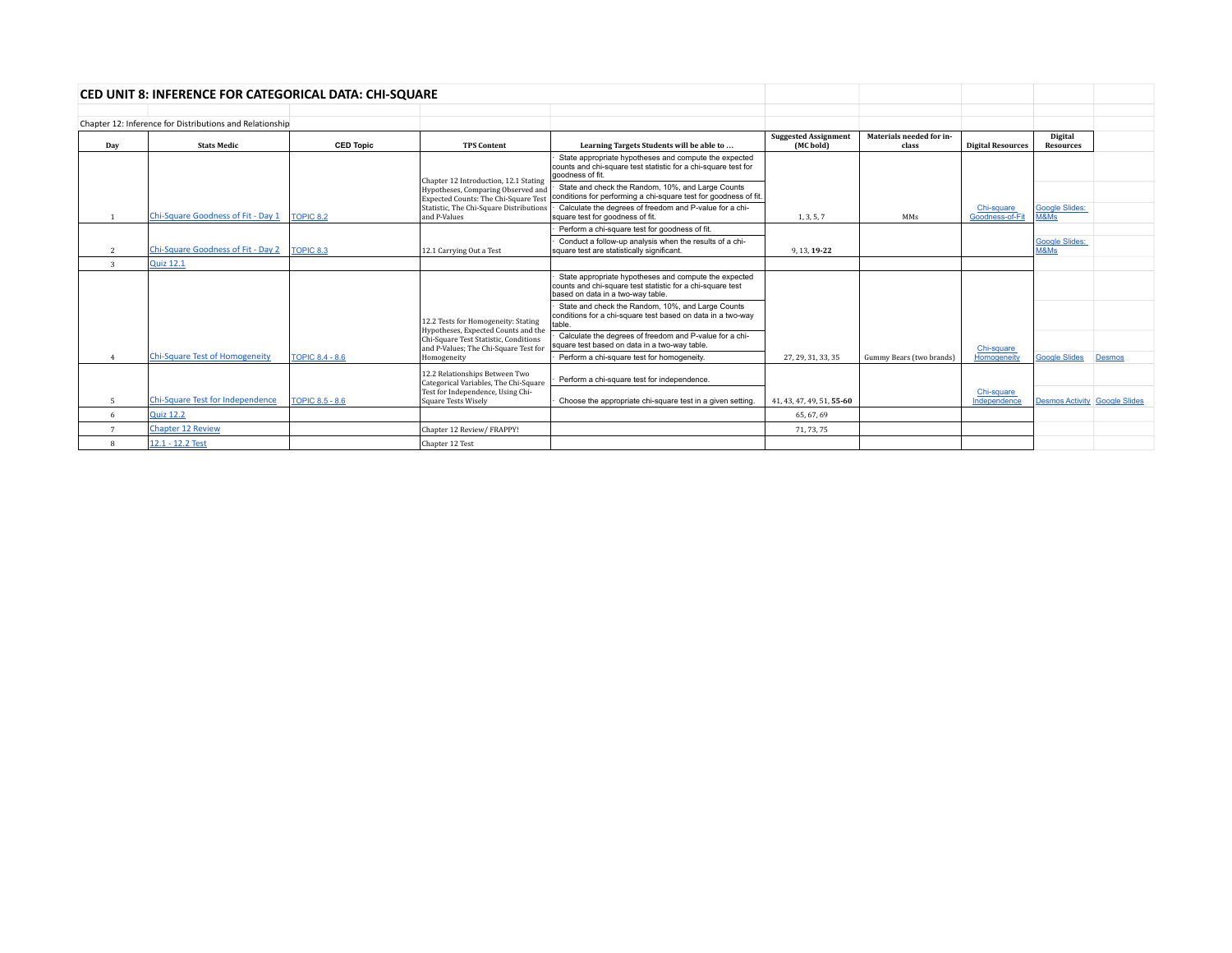# CED UNIT 8: INFERENCE FOR CATEGORICAL DATA: CHI-SQUARE

Chapter 12: Inference for Distributions and Relationship

| Day | Stats Medic | CED Topic | TPS Content | Learning Targets Students will be able to … | Suggested Assignment (MC bold) | Materials needed for in-class | Digital Resources | Digital Resources | |
|---|---|---|---|---|---|---|---|---|---|
| 1 | Chi-Square Goodness of Fit - Day 1 | TOPIC 8.2 | Chapter 12 Introduction, 12.1 Stating Hypotheses, Comparing Observed and Expected Counts: The Chi-Square Test Statistic, The Chi-Square Distributions and P-Values | · State appropriate hypotheses and compute the expected counts and chi-square test statistic for a chi-square test for goodness of fit.<br>· State and check the Random, 10%, and Large Counts conditions for performing a chi-square test for goodness of fit.<br>· Calculate the degrees of freedom and P-value for a chi-square test for goodness of fit. | 1, 3, 5, 7 | MMs | Chi-square Goodness-of-Fit | Google Slides: M&Ms | |
| 2 | Chi-Square Goodness of Fit - Day 2 | TOPIC 8.3 | 12.1 Carrying Out a Test | · Perform a chi-square test for goodness of fit.<br>· Conduct a follow-up analysis when the results of a chi-square test are statistically significant. | 9, 13, **19-22** | | | Google Slides: M&Ms | |
| 3 | Quiz 12.1 | | | | | | | | |
| 4 | Chi-Square Test of Homogeneity | TOPIC 8.4 - 8.6 | 12.2 Tests for Homogeneity: Stating Hypotheses, Expected Counts and the Chi-Square Test Statistic, Conditions and P-Values; The Chi-Square Test for Homogeneity | · State appropriate hypotheses and compute the expected counts and chi-square test statistic for a chi-square test based on data in a two-way table.<br>· State and check the Random, 10%, and Large Counts conditions for a chi-square test based on data in a two-way table.<br>· Calculate the degrees of freedom and P-value for a chi-square test based on data in a two-way table.<br>· Perform a chi-square test for homogeneity. | 27, 29, 31, 33, 35 | Gummy Bears (two brands) | Chi-square Homogeneity | Google Slides | Desmos |
| 5 | Chi-Square Test for Independence | TOPIC 8.5 - 8.6 | 12.2 Relationships Between Two Categorical Variables, The Chi-Square Test for Independence, Using Chi-Square Tests Wisely | · Perform a chi-square test for independence.<br>· Choose the appropriate chi-square test in a given setting. | 41, 43, 47, 49, 51, **55-60** | | Chi-square Independence | Desmos Activity | Google Slides |
| 6 | Quiz 12.2 | | | | 65, 67, 69 | | | | |
| 7 | Chapter 12 Review | | Chapter 12 Review/ FRAPPY! | | 71, 73, 75 | | | | |
| 8 | 12.1 - 12.2 Test | | Chapter 12 Test | | | | | | |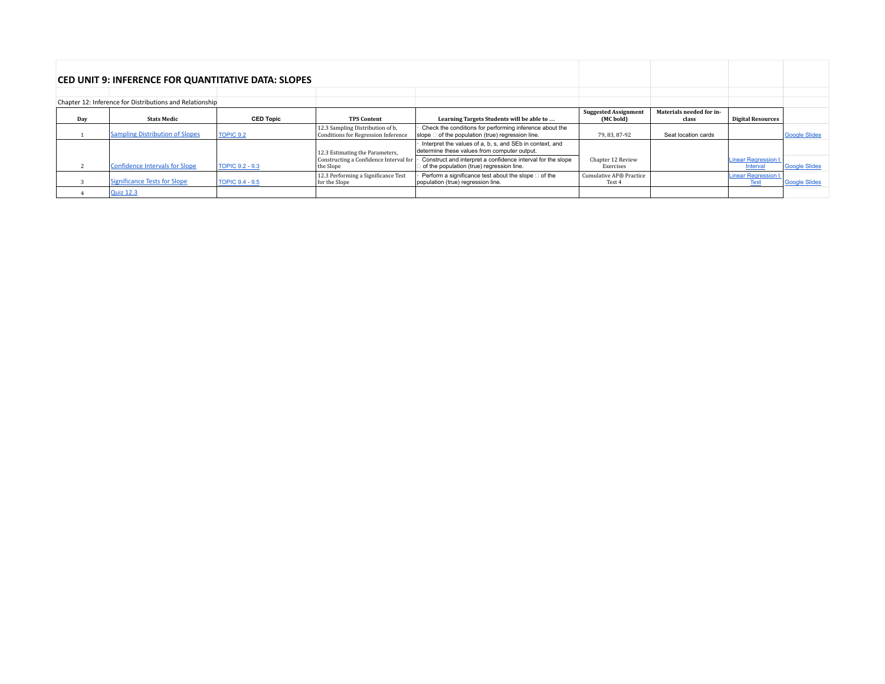## CED UNIT 9: INFERENCE FOR QUANTITATIVE DATA: SLOPES

Chapter 12: Inference for Distributions and Relationship

| Day | Stats Medic | CED Topic | TPS Content | Learning Targets Students will be able to … | Suggested Assignment (MC bold) | Materials needed for in-class | Digital Resources | |
|---|---|---|---|---|---|---|---|---|
| 1 | Sampling Distribution of Slopes | TOPIC 9.2 | 12.3 Sampling Distribution of b, Conditions for Regression Inference | · Check the conditions for performing inference about the slope  of the population (true) regression line. | 79, 83, 87-92 | Seat location cards | | Google Slides |
| 2 | Confidence Intervals for Slope | TOPIC 9.2 - 9.3 | 12.3 Estimating the Parameters, Constructing a Confidence Interval for the Slope | · Interpret the values of a, b, s, and SEb in context, and determine these values from computer output.<br>· Construct and interpret a confidence interval for the slope  of the population (true) regression line. | Chapter 12 Review Exercises | | Linear Regression t Interval | Google Slides |
| 3 | Significance Tests for Slope | TOPIC 9.4 - 9.5 | 12.3 Performing a Significance Test for the Slope | · Perform a significance test about the slope  of the population (true) regression line. | Cumulative AP® Practice Test 4 | | Linear Regression t Test | Google Slides |
| 4 | Quiz 12.3 | | | | | | | |